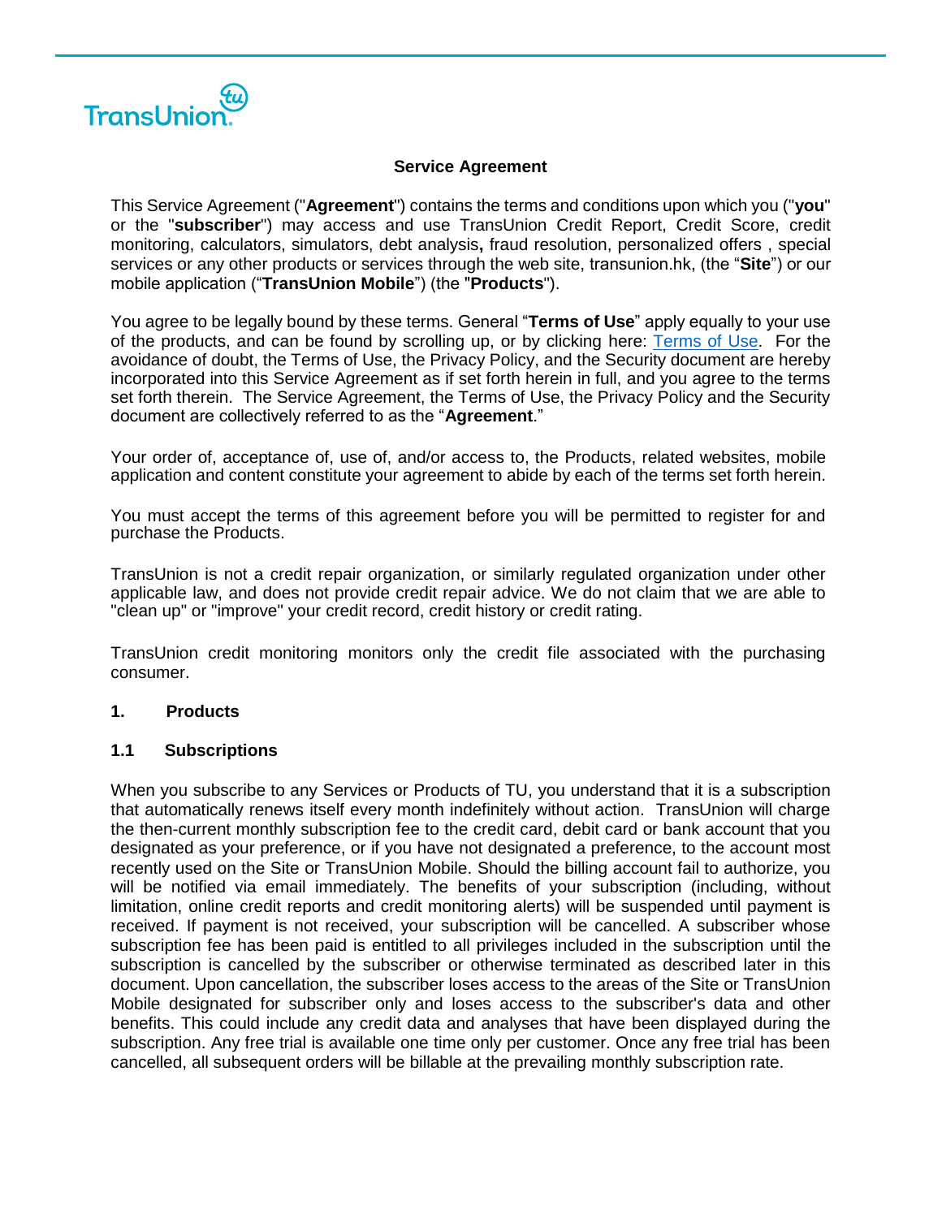# Service Agreement

This Service Agreement ("**Agreement**") contains the terms and conditions upon which you ("**you**" or the "**subscriber**") may access and use TransUnion Credit Report, Credit Score, credit monitoring, calculators, simulators, debt analysis**,** fraud resolution, personalized offers , special services or any other products or services through the web site, transunion.hk, (the "**Site**") or our mobile application ("**TransUnion Mobile**") (the "**Products**").

You agree to be legally bound by these terms. General "**Terms of Use**" apply equally to your use of the products, and can be found by scrolling up, or by clicking here: Terms of Use. For the avoidance of doubt, the Terms of Use, the Privacy Policy, and the Security document are hereby incorporated into this Service Agreement as if set forth herein in full, and you agree to the terms set forth therein. The Service Agreement, the Terms of Use, the Privacy Policy and the Security document are collectively referred to as the "**Agreement**."

Your order of, acceptance of, use of, and/or access to, the Products, related websites, mobile application and content constitute your agreement to abide by each of the terms set forth herein.

You must accept the terms of this agreement before you will be permitted to register for and purchase the Products.

TransUnion is not a credit repair organization, or similarly regulated organization under other applicable law, and does not provide credit repair advice. We do not claim that we are able to "clean up" or "improve" your credit record, credit history or credit rating.

TransUnion credit monitoring monitors only the credit file associated with the purchasing consumer.

## 1. Products

### 1.1 Subscriptions

When you subscribe to any Services or Products of TU, you understand that it is a subscription that automatically renews itself every month indefinitely without action. TransUnion will charge the then-current monthly subscription fee to the credit card, debit card or bank account that you designated as your preference, or if you have not designated a preference, to the account most recently used on the Site or TransUnion Mobile. Should the billing account fail to authorize, you will be notified via email immediately. The benefits of your subscription (including, without limitation, online credit reports and credit monitoring alerts) will be suspended until payment is received. If payment is not received, your subscription will be cancelled. A subscriber whose subscription fee has been paid is entitled to all privileges included in the subscription until the subscription is cancelled by the subscriber or otherwise terminated as described later in this document. Upon cancellation, the subscriber loses access to the areas of the Site or TransUnion Mobile designated for subscriber only and loses access to the subscriber's data and other benefits. This could include any credit data and analyses that have been displayed during the subscription. Any free trial is available one time only per customer. Once any free trial has been cancelled, all subsequent orders will be billable at the prevailing monthly subscription rate.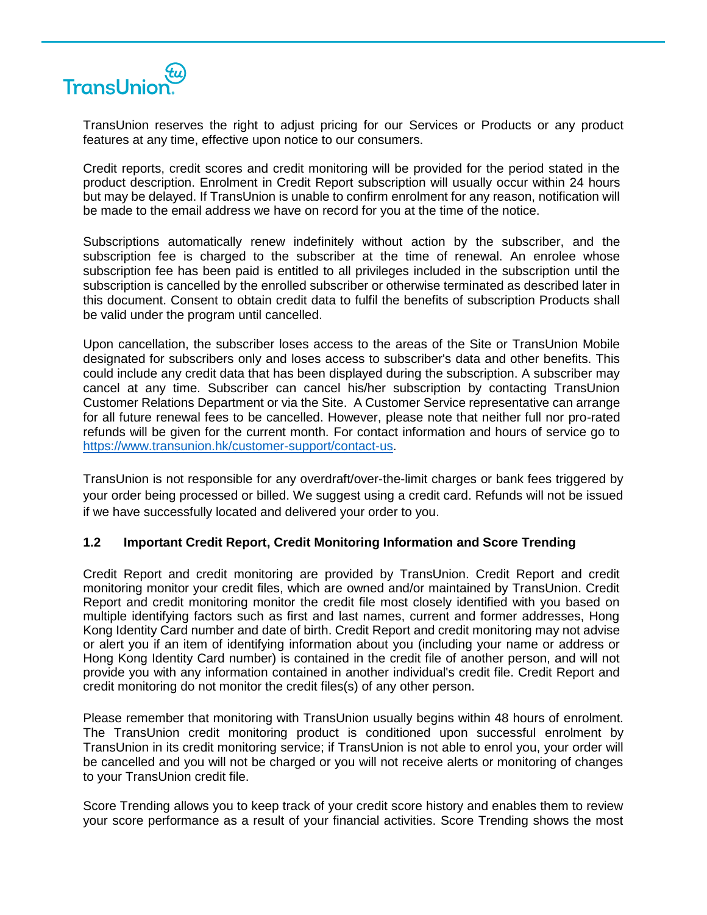TransUnion reserves the right to adjust pricing for our Services or Products or any product features at any time, effective upon notice to our consumers.

Credit reports, credit scores and credit monitoring will be provided for the period stated in the product description. Enrolment in Credit Report subscription will usually occur within 24 hours but may be delayed. If TransUnion is unable to confirm enrolment for any reason, notification will be made to the email address we have on record for you at the time of the notice.

Subscriptions automatically renew indefinitely without action by the subscriber, and the subscription fee is charged to the subscriber at the time of renewal. An enrolee whose subscription fee has been paid is entitled to all privileges included in the subscription until the subscription is cancelled by the enrolled subscriber or otherwise terminated as described later in this document. Consent to obtain credit data to fulfil the benefits of subscription Products shall be valid under the program until cancelled.

Upon cancellation, the subscriber loses access to the areas of the Site or TransUnion Mobile designated for subscribers only and loses access to subscriber's data and other benefits. This could include any credit data that has been displayed during the subscription. A subscriber may cancel at any time. Subscriber can cancel his/her subscription by contacting TransUnion Customer Relations Department or via the Site. A Customer Service representative can arrange for all future renewal fees to be cancelled. However, please note that neither full nor pro-rated refunds will be given for the current month. For contact information and hours of service go to https://www.transunion.hk/customer-support/contact-us.

TransUnion is not responsible for any overdraft/over-the-limit charges or bank fees triggered by your order being processed or billed. We suggest using a credit card. Refunds will not be issued if we have successfully located and delivered your order to you.

### 1.2 Important Credit Report, Credit Monitoring Information and Score Trending

Credit Report and credit monitoring are provided by TransUnion. Credit Report and credit monitoring monitor your credit files, which are owned and/or maintained by TransUnion. Credit Report and credit monitoring monitor the credit file most closely identified with you based on multiple identifying factors such as first and last names, current and former addresses, Hong Kong Identity Card number and date of birth. Credit Report and credit monitoring may not advise or alert you if an item of identifying information about you (including your name or address or Hong Kong Identity Card number) is contained in the credit file of another person, and will not provide you with any information contained in another individual's credit file. Credit Report and credit monitoring do not monitor the credit files(s) of any other person.

Please remember that monitoring with TransUnion usually begins within 48 hours of enrolment. The TransUnion credit monitoring product is conditioned upon successful enrolment by TransUnion in its credit monitoring service; if TransUnion is not able to enrol you, your order will be cancelled and you will not be charged or you will not receive alerts or monitoring of changes to your TransUnion credit file.

Score Trending allows you to keep track of your credit score history and enables them to review your score performance as a result of your financial activities. Score Trending shows the most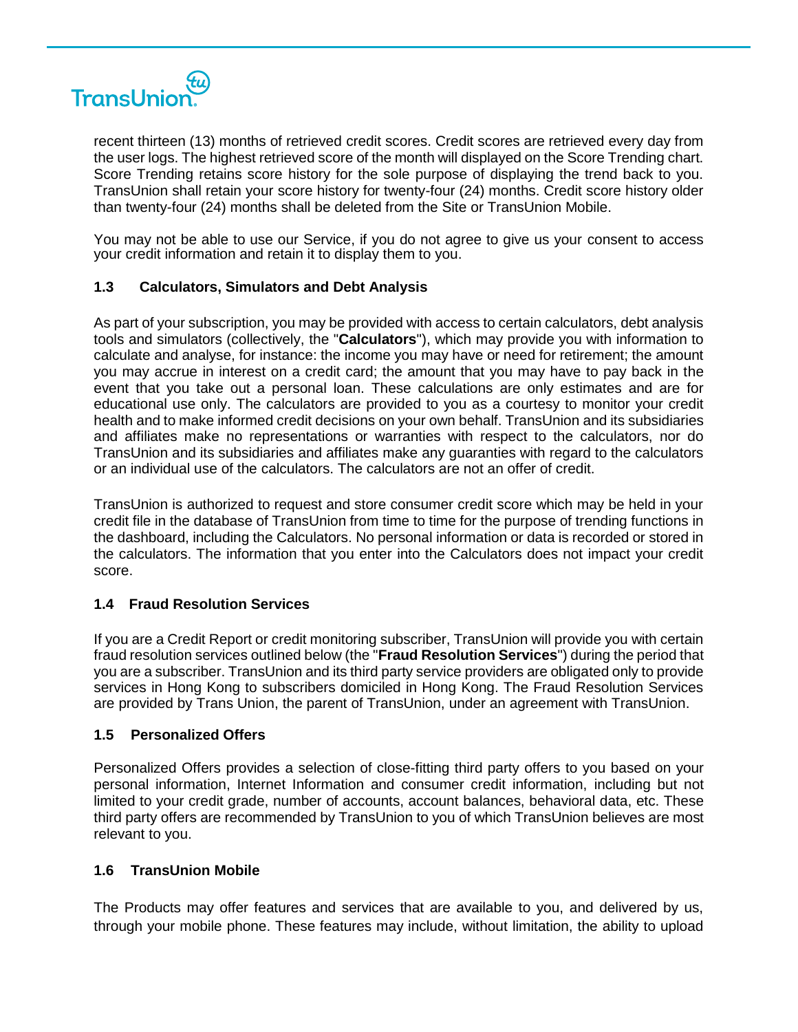recent thirteen (13) months of retrieved credit scores. Credit scores are retrieved every day from the user logs. The highest retrieved score of the month will displayed on the Score Trending chart. Score Trending retains score history for the sole purpose of displaying the trend back to you. TransUnion shall retain your score history for twenty-four (24) months. Credit score history older than twenty-four (24) months shall be deleted from the Site or TransUnion Mobile.

You may not be able to use our Service, if you do not agree to give us your consent to access your credit information and retain it to display them to you.

### 1.3 Calculators, Simulators and Debt Analysis

As part of your subscription, you may be provided with access to certain calculators, debt analysis tools and simulators (collectively, the "**Calculators**"), which may provide you with information to calculate and analyse, for instance: the income you may have or need for retirement; the amount you may accrue in interest on a credit card; the amount that you may have to pay back in the event that you take out a personal loan. These calculations are only estimates and are for educational use only. The calculators are provided to you as a courtesy to monitor your credit health and to make informed credit decisions on your own behalf. TransUnion and its subsidiaries and affiliates make no representations or warranties with respect to the calculators, nor do TransUnion and its subsidiaries and affiliates make any guaranties with regard to the calculators or an individual use of the calculators. The calculators are not an offer of credit.

TransUnion is authorized to request and store consumer credit score which may be held in your credit file in the database of TransUnion from time to time for the purpose of trending functions in the dashboard, including the Calculators. No personal information or data is recorded or stored in the calculators. The information that you enter into the Calculators does not impact your credit score.

### 1.4 Fraud Resolution Services

If you are a Credit Report or credit monitoring subscriber, TransUnion will provide you with certain fraud resolution services outlined below (the "**Fraud Resolution Services**") during the period that you are a subscriber. TransUnion and its third party service providers are obligated only to provide services in Hong Kong to subscribers domiciled in Hong Kong. The Fraud Resolution Services are provided by Trans Union, the parent of TransUnion, under an agreement with TransUnion.

### 1.5 Personalized Offers

Personalized Offers provides a selection of close-fitting third party offers to you based on your personal information, Internet Information and consumer credit information, including but not limited to your credit grade, number of accounts, account balances, behavioral data, etc. These third party offers are recommended by TransUnion to you of which TransUnion believes are most relevant to you.

### 1.6 TransUnion Mobile

The Products may offer features and services that are available to you, and delivered by us, through your mobile phone. These features may include, without limitation, the ability to upload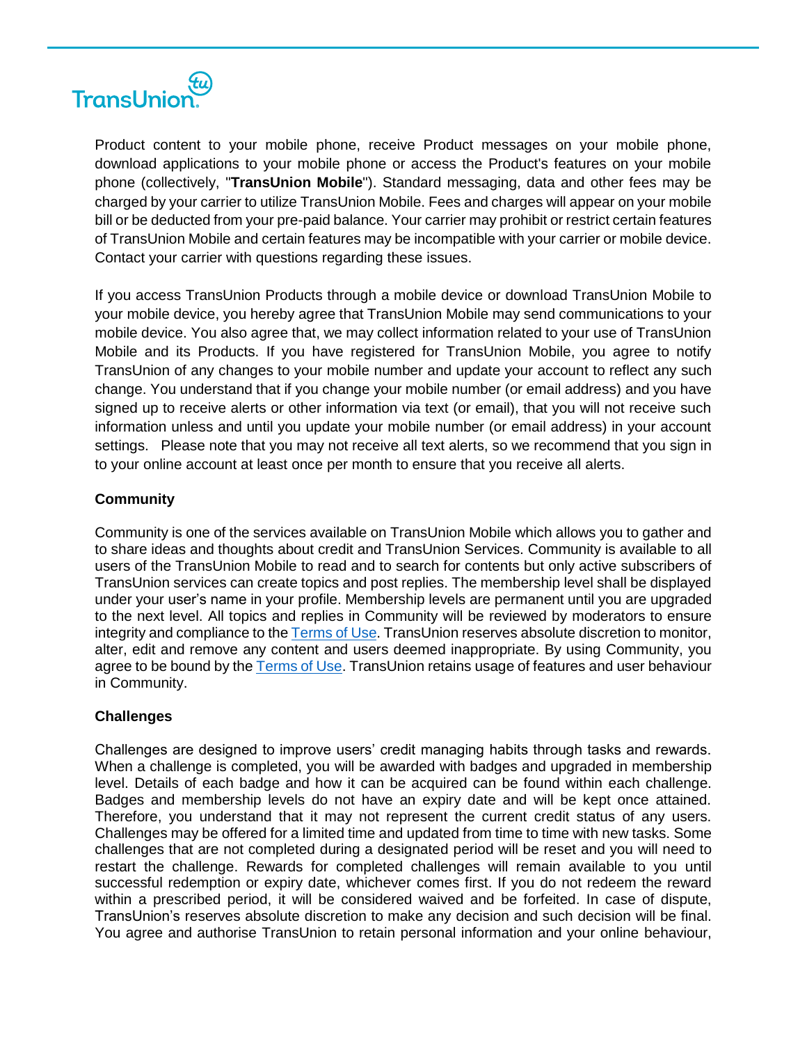Product content to your mobile phone, receive Product messages on your mobile phone, download applications to your mobile phone or access the Product's features on your mobile phone (collectively, "**TransUnion Mobile**"). Standard messaging, data and other fees may be charged by your carrier to utilize TransUnion Mobile. Fees and charges will appear on your mobile bill or be deducted from your pre-paid balance. Your carrier may prohibit or restrict certain features of TransUnion Mobile and certain features may be incompatible with your carrier or mobile device. Contact your carrier with questions regarding these issues.

If you access TransUnion Products through a mobile device or download TransUnion Mobile to your mobile device, you hereby agree that TransUnion Mobile may send communications to your mobile device. You also agree that, we may collect information related to your use of TransUnion Mobile and its Products. If you have registered for TransUnion Mobile, you agree to notify TransUnion of any changes to your mobile number and update your account to reflect any such change. You understand that if you change your mobile number (or email address) and you have signed up to receive alerts or other information via text (or email), that you will not receive such information unless and until you update your mobile number (or email address) in your account settings. Please note that you may not receive all text alerts, so we recommend that you sign in to your online account at least once per month to ensure that you receive all alerts.

**Community**

Community is one of the services available on TransUnion Mobile which allows you to gather and to share ideas and thoughts about credit and TransUnion Services. Community is available to all users of the TransUnion Mobile to read and to search for contents but only active subscribers of TransUnion services can create topics and post replies. The membership level shall be displayed under your user's name in your profile. Membership levels are permanent until you are upgraded to the next level. All topics and replies in Community will be reviewed by moderators to ensure integrity and compliance to the Terms of Use. TransUnion reserves absolute discretion to monitor, alter, edit and remove any content and users deemed inappropriate. By using Community, you agree to be bound by the Terms of Use. TransUnion retains usage of features and user behaviour in Community.

**Challenges**

Challenges are designed to improve users' credit managing habits through tasks and rewards. When a challenge is completed, you will be awarded with badges and upgraded in membership level. Details of each badge and how it can be acquired can be found within each challenge. Badges and membership levels do not have an expiry date and will be kept once attained. Therefore, you understand that it may not represent the current credit status of any users. Challenges may be offered for a limited time and updated from time to time with new tasks. Some challenges that are not completed during a designated period will be reset and you will need to restart the challenge. Rewards for completed challenges will remain available to you until successful redemption or expiry date, whichever comes first. If you do not redeem the reward within a prescribed period, it will be considered waived and be forfeited. In case of dispute, TransUnion's reserves absolute discretion to make any decision and such decision will be final. You agree and authorise TransUnion to retain personal information and your online behaviour,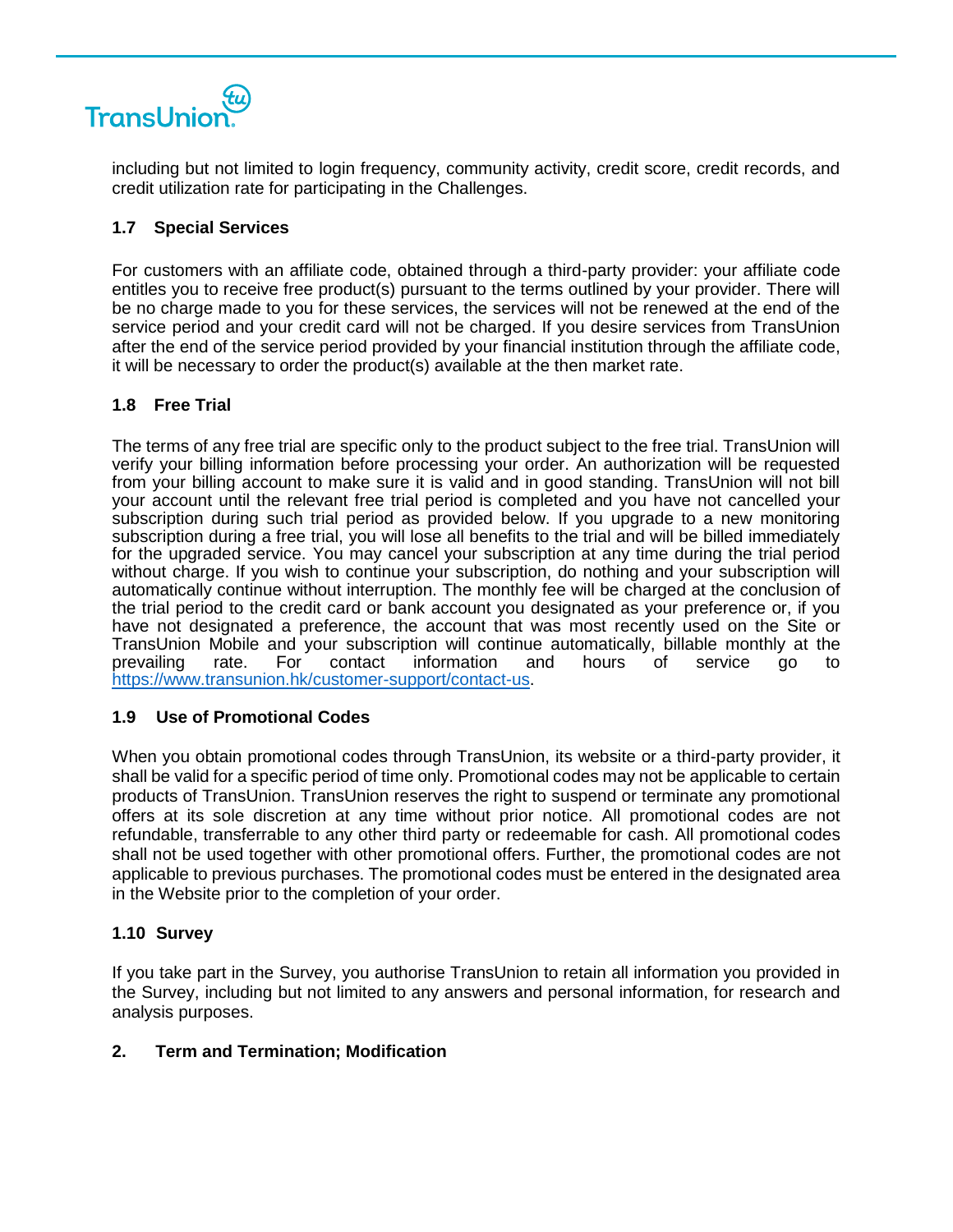including but not limited to login frequency, community activity, credit score, credit records, and credit utilization rate for participating in the Challenges.

### 1.7 Special Services

For customers with an affiliate code, obtained through a third-party provider: your affiliate code entitles you to receive free product(s) pursuant to the terms outlined by your provider. There will be no charge made to you for these services, the services will not be renewed at the end of the service period and your credit card will not be charged. If you desire services from TransUnion after the end of the service period provided by your financial institution through the affiliate code, it will be necessary to order the product(s) available at the then market rate.

### 1.8 Free Trial

The terms of any free trial are specific only to the product subject to the free trial. TransUnion will verify your billing information before processing your order. An authorization will be requested from your billing account to make sure it is valid and in good standing. TransUnion will not bill your account until the relevant free trial period is completed and you have not cancelled your subscription during such trial period as provided below. If you upgrade to a new monitoring subscription during a free trial, you will lose all benefits to the trial and will be billed immediately for the upgraded service. You may cancel your subscription at any time during the trial period without charge. If you wish to continue your subscription, do nothing and your subscription will automatically continue without interruption. The monthly fee will be charged at the conclusion of the trial period to the credit card or bank account you designated as your preference or, if you have not designated a preference, the account that was most recently used on the Site or TransUnion Mobile and your subscription will continue automatically, billable monthly at the prevailing rate. For contact information and hours of service go to https://www.transunion.hk/customer-support/contact-us.

### 1.9 Use of Promotional Codes

When you obtain promotional codes through TransUnion, its website or a third-party provider, it shall be valid for a specific period of time only. Promotional codes may not be applicable to certain products of TransUnion. TransUnion reserves the right to suspend or terminate any promotional offers at its sole discretion at any time without prior notice. All promotional codes are not refundable, transferrable to any other third party or redeemable for cash. All promotional codes shall not be used together with other promotional offers. Further, the promotional codes are not applicable to previous purchases. The promotional codes must be entered in the designated area in the Website prior to the completion of your order.

### 1.10 Survey

If you take part in the Survey, you authorise TransUnion to retain all information you provided in the Survey, including but not limited to any answers and personal information, for research and analysis purposes.

## 2. Term and Termination; Modification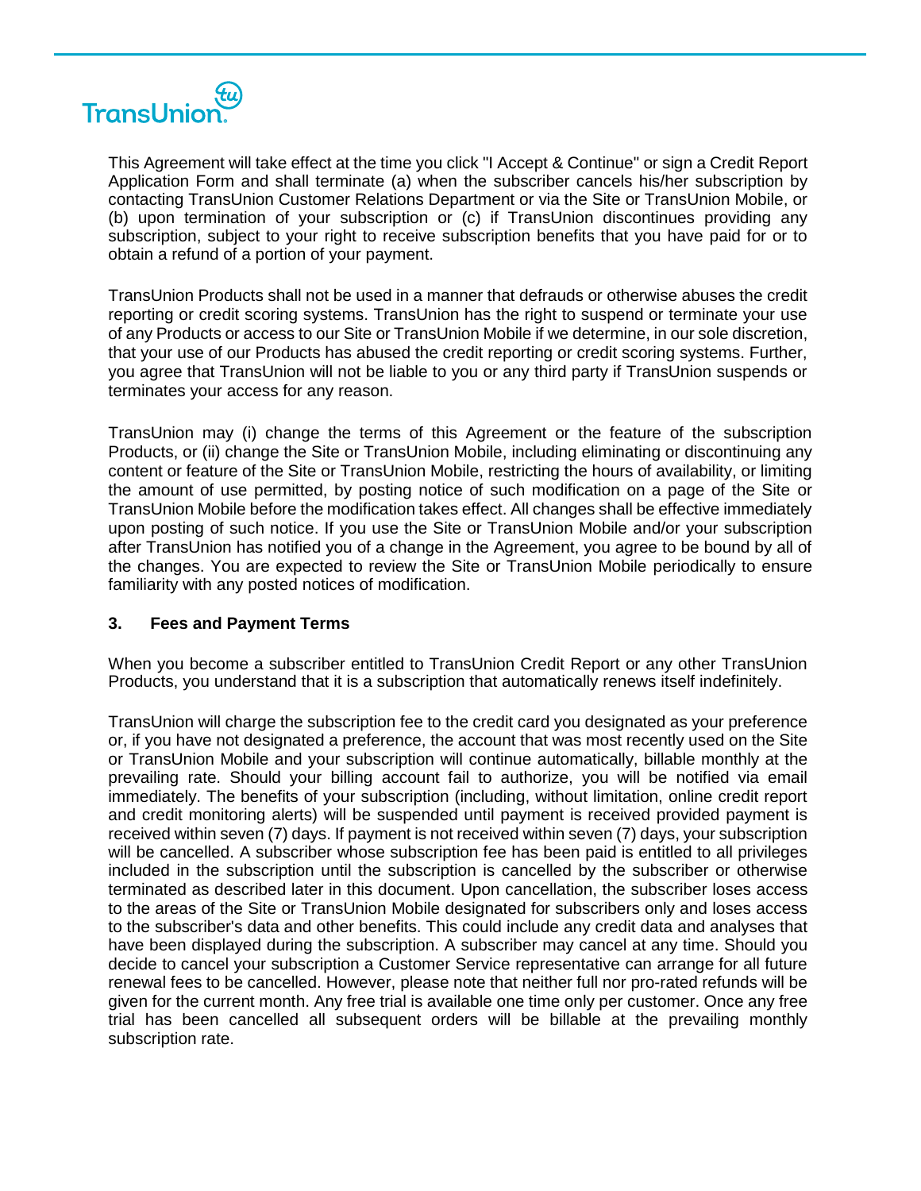This Agreement will take effect at the time you click "I Accept & Continue" or sign a Credit Report Application Form and shall terminate (a) when the subscriber cancels his/her subscription by contacting TransUnion Customer Relations Department or via the Site or TransUnion Mobile, or (b) upon termination of your subscription or (c) if TransUnion discontinues providing any subscription, subject to your right to receive subscription benefits that you have paid for or to obtain a refund of a portion of your payment.

TransUnion Products shall not be used in a manner that defrauds or otherwise abuses the credit reporting or credit scoring systems. TransUnion has the right to suspend or terminate your use of any Products or access to our Site or TransUnion Mobile if we determine, in our sole discretion, that your use of our Products has abused the credit reporting or credit scoring systems. Further, you agree that TransUnion will not be liable to you or any third party if TransUnion suspends or terminates your access for any reason.

TransUnion may (i) change the terms of this Agreement or the feature of the subscription Products, or (ii) change the Site or TransUnion Mobile, including eliminating or discontinuing any content or feature of the Site or TransUnion Mobile, restricting the hours of availability, or limiting the amount of use permitted, by posting notice of such modification on a page of the Site or TransUnion Mobile before the modification takes effect. All changes shall be effective immediately upon posting of such notice. If you use the Site or TransUnion Mobile and/or your subscription after TransUnion has notified you of a change in the Agreement, you agree to be bound by all of the changes. You are expected to review the Site or TransUnion Mobile periodically to ensure familiarity with any posted notices of modification.

### 3. Fees and Payment Terms

When you become a subscriber entitled to TransUnion Credit Report or any other TransUnion Products, you understand that it is a subscription that automatically renews itself indefinitely.

TransUnion will charge the subscription fee to the credit card you designated as your preference or, if you have not designated a preference, the account that was most recently used on the Site or TransUnion Mobile and your subscription will continue automatically, billable monthly at the prevailing rate. Should your billing account fail to authorize, you will be notified via email immediately. The benefits of your subscription (including, without limitation, online credit report and credit monitoring alerts) will be suspended until payment is received provided payment is received within seven (7) days. If payment is not received within seven (7) days, your subscription will be cancelled. A subscriber whose subscription fee has been paid is entitled to all privileges included in the subscription until the subscription is cancelled by the subscriber or otherwise terminated as described later in this document. Upon cancellation, the subscriber loses access to the areas of the Site or TransUnion Mobile designated for subscribers only and loses access to the subscriber's data and other benefits. This could include any credit data and analyses that have been displayed during the subscription. A subscriber may cancel at any time. Should you decide to cancel your subscription a Customer Service representative can arrange for all future renewal fees to be cancelled. However, please note that neither full nor pro-rated refunds will be given for the current month. Any free trial is available one time only per customer. Once any free trial has been cancelled all subsequent orders will be billable at the prevailing monthly subscription rate.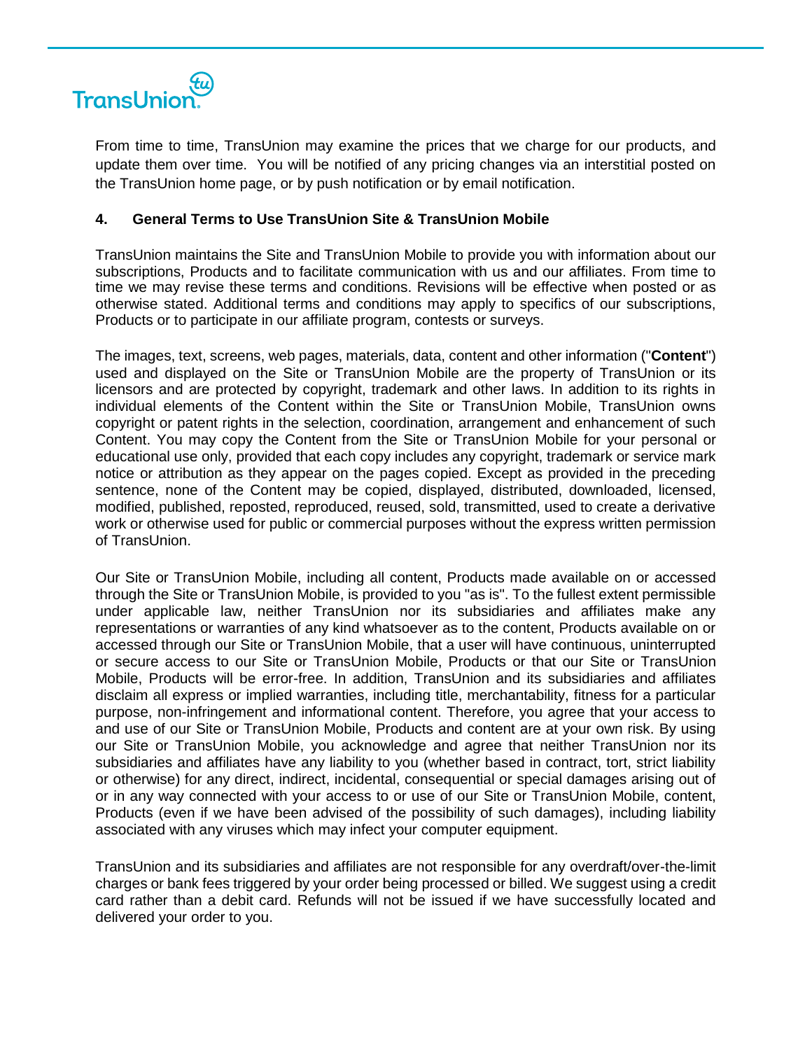From time to time, TransUnion may examine the prices that we charge for our products, and update them over time. You will be notified of any pricing changes via an interstitial posted on the TransUnion home page, or by push notification or by email notification.

## 4. General Terms to Use TransUnion Site & TransUnion Mobile

TransUnion maintains the Site and TransUnion Mobile to provide you with information about our subscriptions, Products and to facilitate communication with us and our affiliates. From time to time we may revise these terms and conditions. Revisions will be effective when posted or as otherwise stated. Additional terms and conditions may apply to specifics of our subscriptions, Products or to participate in our affiliate program, contests or surveys.

The images, text, screens, web pages, materials, data, content and other information ("**Content**") used and displayed on the Site or TransUnion Mobile are the property of TransUnion or its licensors and are protected by copyright, trademark and other laws. In addition to its rights in individual elements of the Content within the Site or TransUnion Mobile, TransUnion owns copyright or patent rights in the selection, coordination, arrangement and enhancement of such Content. You may copy the Content from the Site or TransUnion Mobile for your personal or educational use only, provided that each copy includes any copyright, trademark or service mark notice or attribution as they appear on the pages copied. Except as provided in the preceding sentence, none of the Content may be copied, displayed, distributed, downloaded, licensed, modified, published, reposted, reproduced, reused, sold, transmitted, used to create a derivative work or otherwise used for public or commercial purposes without the express written permission of TransUnion.

Our Site or TransUnion Mobile, including all content, Products made available on or accessed through the Site or TransUnion Mobile, is provided to you "as is". To the fullest extent permissible under applicable law, neither TransUnion nor its subsidiaries and affiliates make any representations or warranties of any kind whatsoever as to the content, Products available on or accessed through our Site or TransUnion Mobile, that a user will have continuous, uninterrupted or secure access to our Site or TransUnion Mobile, Products or that our Site or TransUnion Mobile, Products will be error-free. In addition, TransUnion and its subsidiaries and affiliates disclaim all express or implied warranties, including title, merchantability, fitness for a particular purpose, non-infringement and informational content. Therefore, you agree that your access to and use of our Site or TransUnion Mobile, Products and content are at your own risk. By using our Site or TransUnion Mobile, you acknowledge and agree that neither TransUnion nor its subsidiaries and affiliates have any liability to you (whether based in contract, tort, strict liability or otherwise) for any direct, indirect, incidental, consequential or special damages arising out of or in any way connected with your access to or use of our Site or TransUnion Mobile, content, Products (even if we have been advised of the possibility of such damages), including liability associated with any viruses which may infect your computer equipment.

TransUnion and its subsidiaries and affiliates are not responsible for any overdraft/over-the-limit charges or bank fees triggered by your order being processed or billed. We suggest using a credit card rather than a debit card. Refunds will not be issued if we have successfully located and delivered your order to you.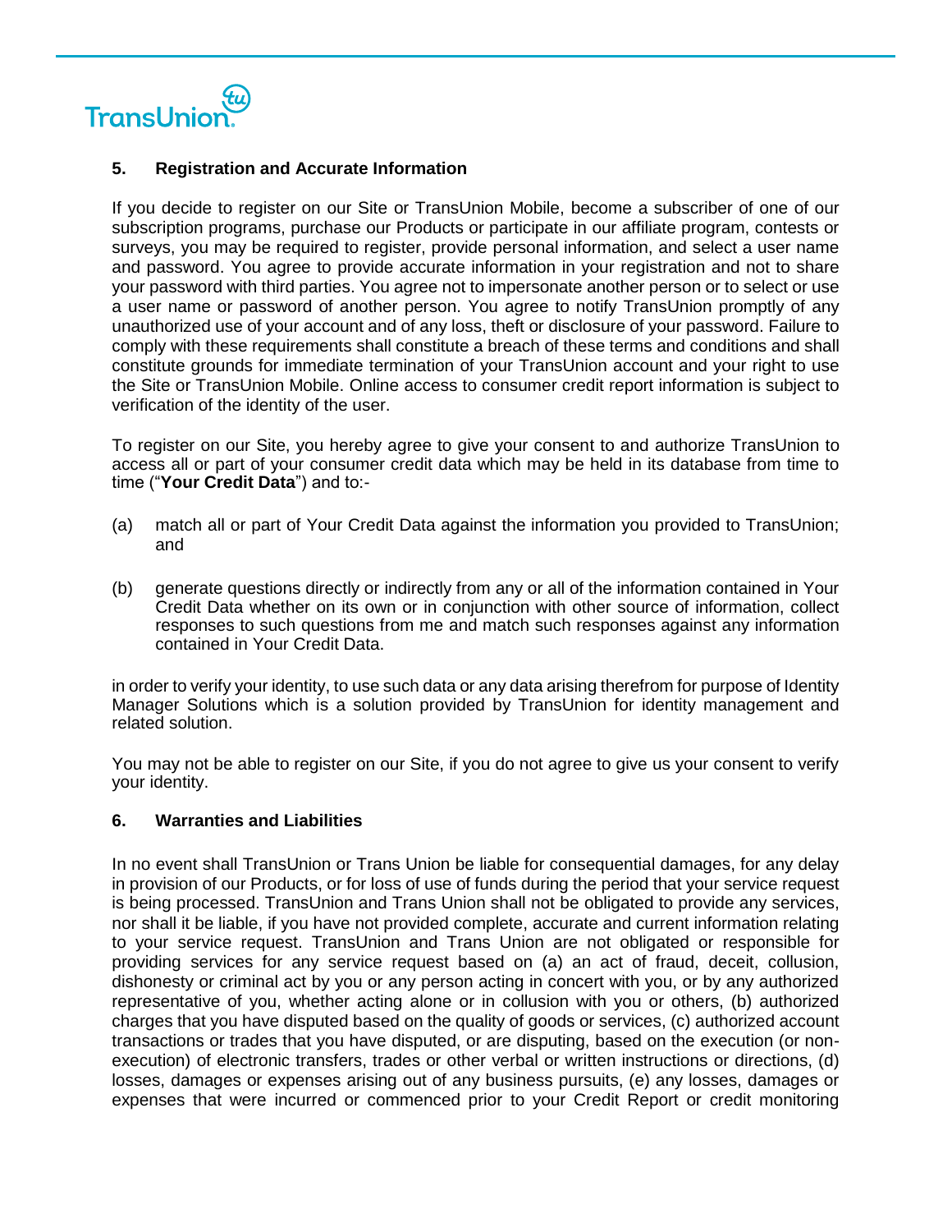## 5. Registration and Accurate Information

If you decide to register on our Site or TransUnion Mobile, become a subscriber of one of our subscription programs, purchase our Products or participate in our affiliate program, contests or surveys, you may be required to register, provide personal information, and select a user name and password. You agree to provide accurate information in your registration and not to share your password with third parties. You agree not to impersonate another person or to select or use a user name or password of another person. You agree to notify TransUnion promptly of any unauthorized use of your account and of any loss, theft or disclosure of your password. Failure to comply with these requirements shall constitute a breach of these terms and conditions and shall constitute grounds for immediate termination of your TransUnion account and your right to use the Site or TransUnion Mobile. Online access to consumer credit report information is subject to verification of the identity of the user.

To register on our Site, you hereby agree to give your consent to and authorize TransUnion to access all or part of your consumer credit data which may be held in its database from time to time ("**Your Credit Data**") and to:-

(a) match all or part of Your Credit Data against the information you provided to TransUnion; and

(b) generate questions directly or indirectly from any or all of the information contained in Your Credit Data whether on its own or in conjunction with other source of information, collect responses to such questions from me and match such responses against any information contained in Your Credit Data.

in order to verify your identity, to use such data or any data arising therefrom for purpose of Identity Manager Solutions which is a solution provided by TransUnion for identity management and related solution.

You may not be able to register on our Site, if you do not agree to give us your consent to verify your identity.

## 6. Warranties and Liabilities

In no event shall TransUnion or Trans Union be liable for consequential damages, for any delay in provision of our Products, or for loss of use of funds during the period that your service request is being processed. TransUnion and Trans Union shall not be obligated to provide any services, nor shall it be liable, if you have not provided complete, accurate and current information relating to your service request. TransUnion and Trans Union are not obligated or responsible for providing services for any service request based on (a) an act of fraud, deceit, collusion, dishonesty or criminal act by you or any person acting in concert with you, or by any authorized representative of you, whether acting alone or in collusion with you or others, (b) authorized charges that you have disputed based on the quality of goods or services, (c) authorized account transactions or trades that you have disputed, or are disputing, based on the execution (or non-execution) of electronic transfers, trades or other verbal or written instructions or directions, (d) losses, damages or expenses arising out of any business pursuits, (e) any losses, damages or expenses that were incurred or commenced prior to your Credit Report or credit monitoring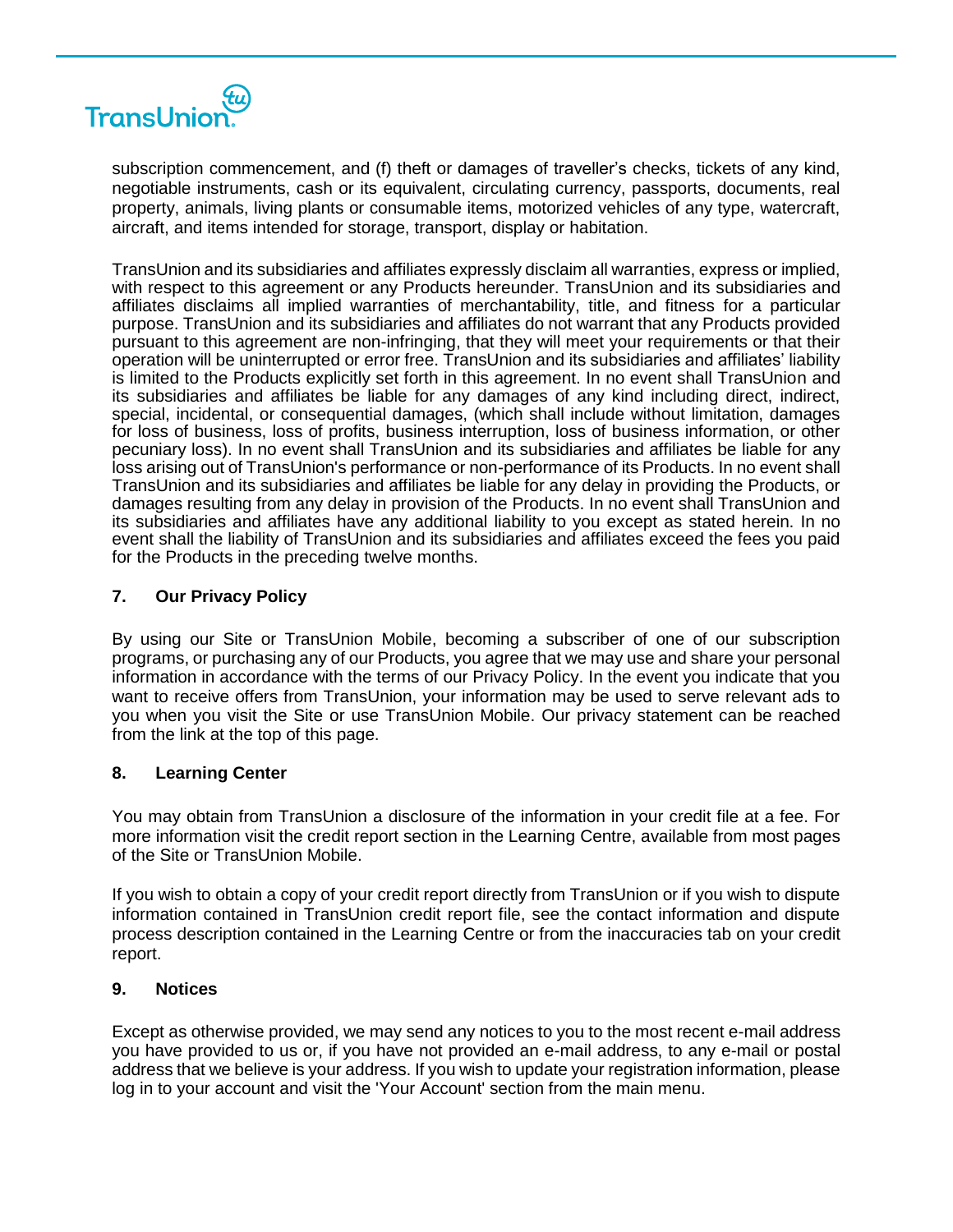subscription commencement, and (f) theft or damages of traveller's checks, tickets of any kind, negotiable instruments, cash or its equivalent, circulating currency, passports, documents, real property, animals, living plants or consumable items, motorized vehicles of any type, watercraft, aircraft, and items intended for storage, transport, display or habitation.

TransUnion and its subsidiaries and affiliates expressly disclaim all warranties, express or implied, with respect to this agreement or any Products hereunder. TransUnion and its subsidiaries and affiliates disclaims all implied warranties of merchantability, title, and fitness for a particular purpose. TransUnion and its subsidiaries and affiliates do not warrant that any Products provided pursuant to this agreement are non-infringing, that they will meet your requirements or that their operation will be uninterrupted or error free. TransUnion and its subsidiaries and affiliates' liability is limited to the Products explicitly set forth in this agreement. In no event shall TransUnion and its subsidiaries and affiliates be liable for any damages of any kind including direct, indirect, special, incidental, or consequential damages, (which shall include without limitation, damages for loss of business, loss of profits, business interruption, loss of business information, or other pecuniary loss). In no event shall TransUnion and its subsidiaries and affiliates be liable for any loss arising out of TransUnion's performance or non-performance of its Products. In no event shall TransUnion and its subsidiaries and affiliates be liable for any delay in providing the Products, or damages resulting from any delay in provision of the Products. In no event shall TransUnion and its subsidiaries and affiliates have any additional liability to you except as stated herein. In no event shall the liability of TransUnion and its subsidiaries and affiliates exceed the fees you paid for the Products in the preceding twelve months.

## 7. Our Privacy Policy

By using our Site or TransUnion Mobile, becoming a subscriber of one of our subscription programs, or purchasing any of our Products, you agree that we may use and share your personal information in accordance with the terms of our Privacy Policy. In the event you indicate that you want to receive offers from TransUnion, your information may be used to serve relevant ads to you when you visit the Site or use TransUnion Mobile. Our privacy statement can be reached from the link at the top of this page.

## 8. Learning Center

You may obtain from TransUnion a disclosure of the information in your credit file at a fee. For more information visit the credit report section in the Learning Centre, available from most pages of the Site or TransUnion Mobile.

If you wish to obtain a copy of your credit report directly from TransUnion or if you wish to dispute information contained in TransUnion credit report file, see the contact information and dispute process description contained in the Learning Centre or from the inaccuracies tab on your credit report.

## 9. Notices

Except as otherwise provided, we may send any notices to you to the most recent e-mail address you have provided to us or, if you have not provided an e-mail address, to any e-mail or postal address that we believe is your address. If you wish to update your registration information, please log in to your account and visit the 'Your Account' section from the main menu.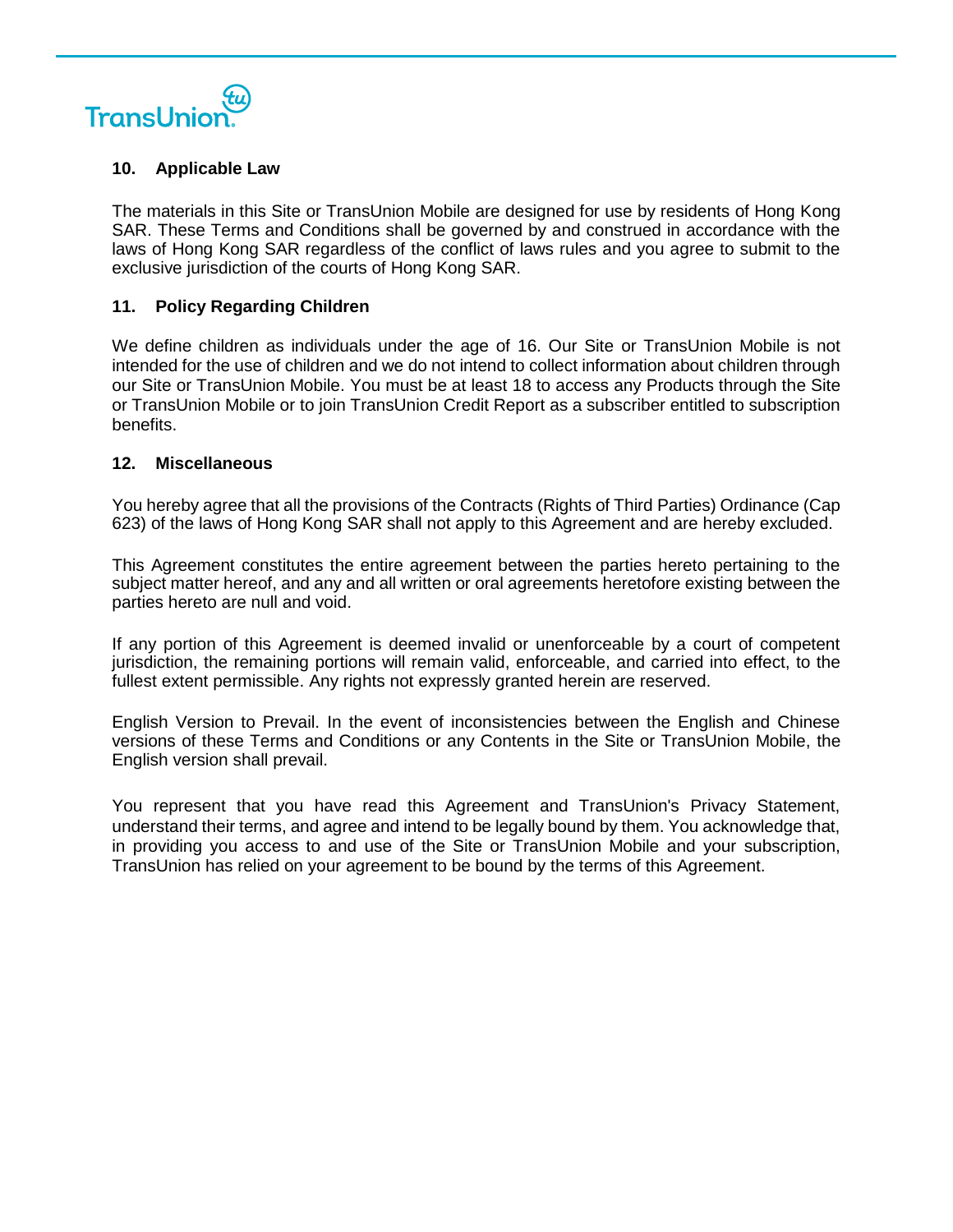### 10. Applicable Law

The materials in this Site or TransUnion Mobile are designed for use by residents of Hong Kong SAR. These Terms and Conditions shall be governed by and construed in accordance with the laws of Hong Kong SAR regardless of the conflict of laws rules and you agree to submit to the exclusive jurisdiction of the courts of Hong Kong SAR.

### 11. Policy Regarding Children

We define children as individuals under the age of 16. Our Site or TransUnion Mobile is not intended for the use of children and we do not intend to collect information about children through our Site or TransUnion Mobile. You must be at least 18 to access any Products through the Site or TransUnion Mobile or to join TransUnion Credit Report as a subscriber entitled to subscription benefits.

### 12. Miscellaneous

You hereby agree that all the provisions of the Contracts (Rights of Third Parties) Ordinance (Cap 623) of the laws of Hong Kong SAR shall not apply to this Agreement and are hereby excluded.

This Agreement constitutes the entire agreement between the parties hereto pertaining to the subject matter hereof, and any and all written or oral agreements heretofore existing between the parties hereto are null and void.

If any portion of this Agreement is deemed invalid or unenforceable by a court of competent jurisdiction, the remaining portions will remain valid, enforceable, and carried into effect, to the fullest extent permissible. Any rights not expressly granted herein are reserved.

English Version to Prevail. In the event of inconsistencies between the English and Chinese versions of these Terms and Conditions or any Contents in the Site or TransUnion Mobile, the English version shall prevail.

You represent that you have read this Agreement and TransUnion's Privacy Statement, understand their terms, and agree and intend to be legally bound by them. You acknowledge that, in providing you access to and use of the Site or TransUnion Mobile and your subscription, TransUnion has relied on your agreement to be bound by the terms of this Agreement.